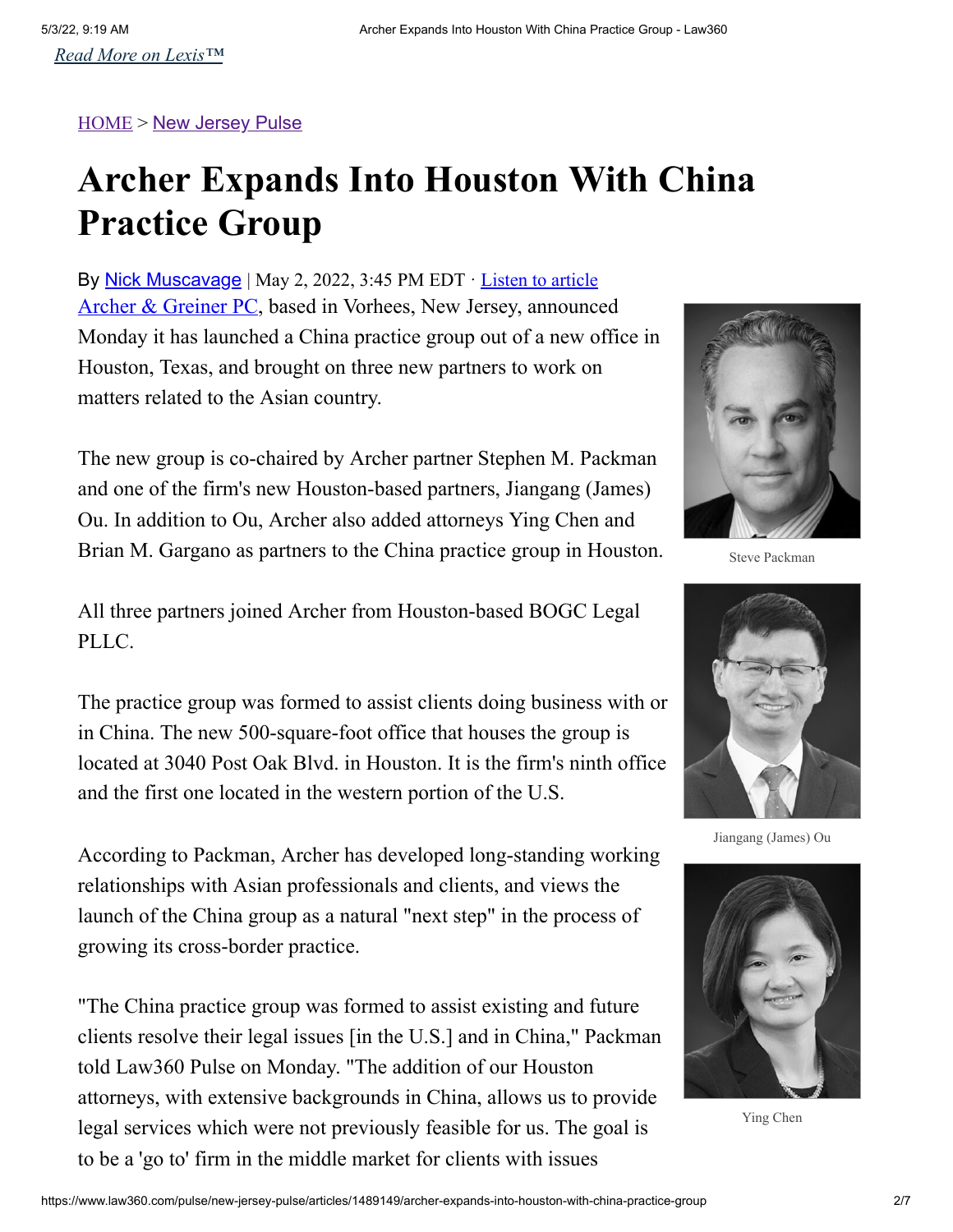Read More on Lexis™

HOME > New Jersey Pulse

# Archer Expands Into Houston With China Practice Group

By Nick Muscavage | May 2, 2022, 3:45 PM EDT · Listen to article

Archer & Greiner PC, based in Vorhees, New Jersey, announced Monday it has launched a China practice group out of a new office in Houston, Texas, and brought on three new partners to work on matters related to the Asian country.

The new group is co-chaired by Archer partner Stephen M. Packman and one of the firm's new Houston-based partners, Jiangang (James) Ou. In addition to Ou, Archer also added attorneys Ying Chen and Brian M. Gargano as partners to the China practice group in Houston.

Steve Packman

All three partners joined Archer from Houston-based BOGC Legal PLLC.

Jiangang (James) Ou

The practice group was formed to assist clients doing business with or in China. The new 500-square-foot office that houses the group is located at 3040 Post Oak Blvd. in Houston. It is the firm's ninth office and the first one located in the western portion of the U.S.

According to Packman, Archer has developed long-standing working relationships with Asian professionals and clients, and views the launch of the China group as a natural "next step" in the process of growing its cross-border practice.

Ying Chen

"The China practice group was formed to assist existing and future clients resolve their legal issues [in the U.S.] and in China," Packman told Law360 Pulse on Monday. "The addition of our Houston attorneys, with extensive backgrounds in China, allows us to provide legal services which were not previously feasible for us. The goal is to be a 'go to' firm in the middle market for clients with issues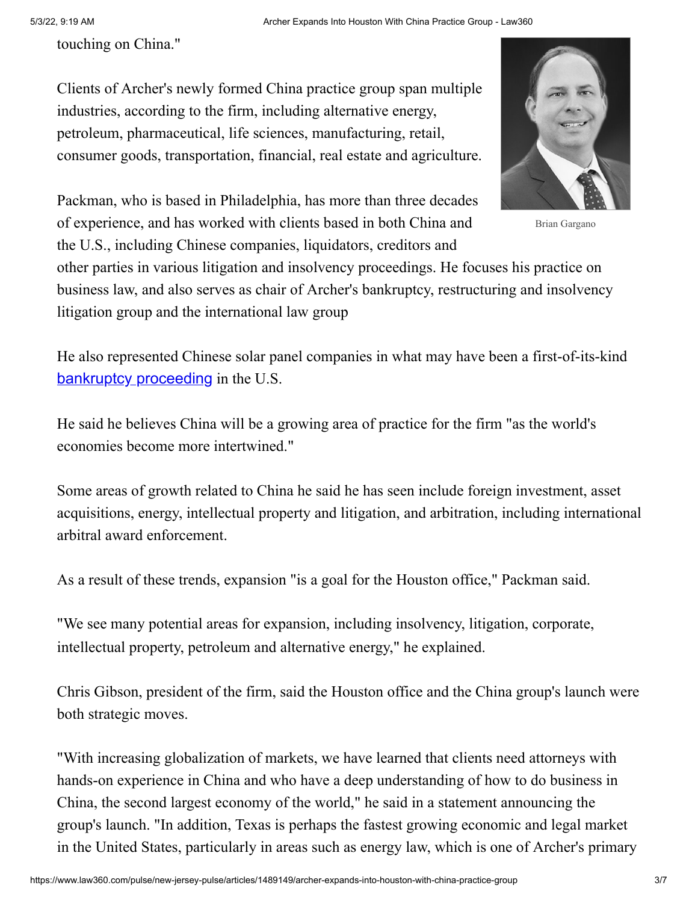touching on China."

Clients of Archer's newly formed China practice group span multiple industries, according to the firm, including alternative energy, petroleum, pharmaceutical, life sciences, manufacturing, retail, consumer goods, transportation, financial, real estate and agriculture.

Brian Gargano

Packman, who is based in Philadelphia, has more than three decades of experience, and has worked with clients based in both China and the U.S., including Chinese companies, liquidators, creditors and other parties in various litigation and insolvency proceedings. He focuses his practice on business law, and also serves as chair of Archer's bankruptcy, restructuring and insolvency litigation group and the international law group

He also represented Chinese solar panel companies in what may have been a first-of-its-kind bankruptcy proceeding in the U.S.

He said he believes China will be a growing area of practice for the firm "as the world's economies become more intertwined."

Some areas of growth related to China he said he has seen include foreign investment, asset acquisitions, energy, intellectual property and litigation, and arbitration, including international arbitral award enforcement.

As a result of these trends, expansion "is a goal for the Houston office," Packman said.

"We see many potential areas for expansion, including insolvency, litigation, corporate, intellectual property, petroleum and alternative energy," he explained.

Chris Gibson, president of the firm, said the Houston office and the China group's launch were both strategic moves.

"With increasing globalization of markets, we have learned that clients need attorneys with hands-on experience in China and who have a deep understanding of how to do business in China, the second largest economy of the world," he said in a statement announcing the group's launch. "In addition, Texas is perhaps the fastest growing economic and legal market in the United States, particularly in areas such as energy law, which is one of Archer's primary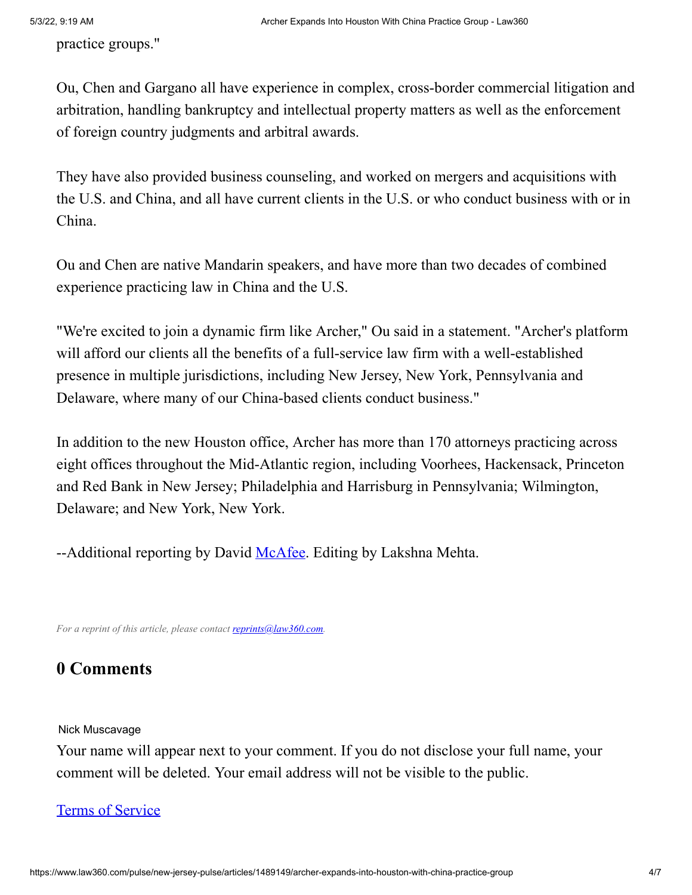practice groups."

Ou, Chen and Gargano all have experience in complex, cross-border commercial litigation and arbitration, handling bankruptcy and intellectual property matters as well as the enforcement of foreign country judgments and arbitral awards.

They have also provided business counseling, and worked on mergers and acquisitions with the U.S. and China, and all have current clients in the U.S. or who conduct business with or in China.

Ou and Chen are native Mandarin speakers, and have more than two decades of combined experience practicing law in China and the U.S.

"We're excited to join a dynamic firm like Archer," Ou said in a statement. "Archer's platform will afford our clients all the benefits of a full-service law firm with a well-established presence in multiple jurisdictions, including New Jersey, New York, Pennsylvania and Delaware, where many of our China-based clients conduct business."

In addition to the new Houston office, Archer has more than 170 attorneys practicing across eight offices throughout the Mid-Atlantic region, including Voorhees, Hackensack, Princeton and Red Bank in New Jersey; Philadelphia and Harrisburg in Pennsylvania; Wilmington, Delaware; and New York, New York.

--Additional reporting by David McAfee. Editing by Lakshna Mehta.

*For a reprint of this article, please contact reprints@law360.com.*

## 0 Comments

Nick Muscavage

Your name will appear next to your comment. If you do not disclose your full name, your comment will be deleted. Your email address will not be visible to the public.

Terms of Service